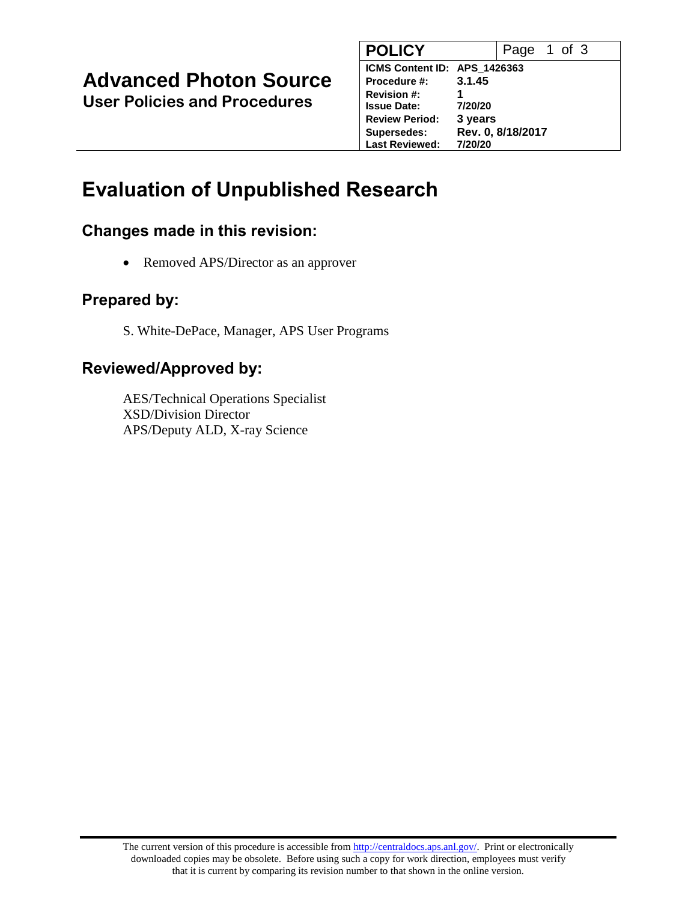# Advanced Photon Source
## User Policies and Procedures

| POLICY | Page 1 of 3 |
|---|---|
| ICMS Content ID: | APS_1426363 |
| Procedure #: | 3.1.45 |
| Revision #: | 1 |
| Issue Date: | 7/20/20 |
| Review Period: | 3 years |
| Supersedes: | Rev. 0, 8/18/2017 |
| Last Reviewed: | 7/20/20 |

# Evaluation of Unpublished Research

## Changes made in this revision:

- Removed APS/Director as an approver

## Prepared by:

S. White-DePace, Manager, APS User Programs

## Reviewed/Approved by:

AES/Technical Operations Specialist
XSD/Division Director
APS/Deputy ALD, X-ray Science

The current version of this procedure is accessible from http://centraldocs.aps.anl.gov/. Print or electronically downloaded copies may be obsolete. Before using such a copy for work direction, employees must verify that it is current by comparing its revision number to that shown in the online version.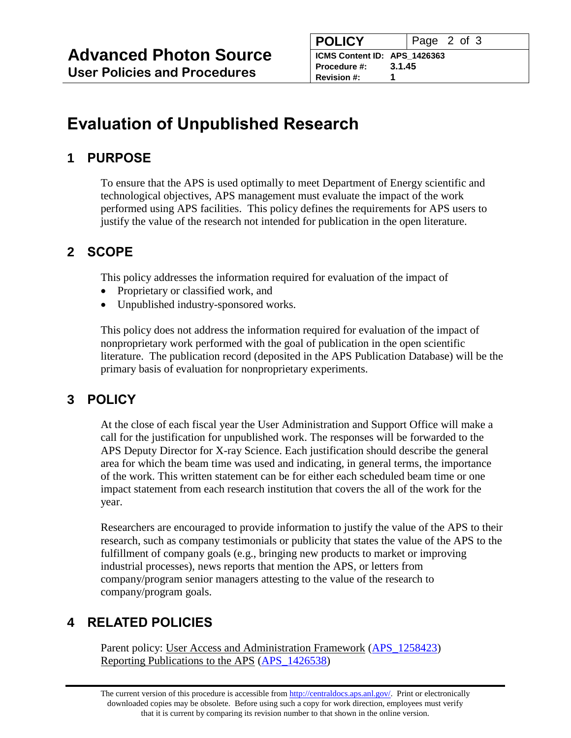# Evaluation of Unpublished Research

## 1 PURPOSE

To ensure that the APS is used optimally to meet Department of Energy scientific and technological objectives, APS management must evaluate the impact of the work performed using APS facilities. This policy defines the requirements for APS users to justify the value of the research not intended for publication in the open literature.

## 2 SCOPE

This policy addresses the information required for evaluation of the impact of

- Proprietary or classified work, and
- Unpublished industry-sponsored works.

This policy does not address the information required for evaluation of the impact of nonproprietary work performed with the goal of publication in the open scientific literature. The publication record (deposited in the APS Publication Database) will be the primary basis of evaluation for nonproprietary experiments.

## 3 POLICY

At the close of each fiscal year the User Administration and Support Office will make a call for the justification for unpublished work. The responses will be forwarded to the APS Deputy Director for X-ray Science. Each justification should describe the general area for which the beam time was used and indicating, in general terms, the importance of the work. This written statement can be for either each scheduled beam time or one impact statement from each research institution that covers the all of the work for the year.

Researchers are encouraged to provide information to justify the value of the APS to their research, such as company testimonials or publicity that states the value of the APS to the fulfillment of company goals (e.g., bringing new products to market or improving industrial processes), news reports that mention the APS, or letters from company/program senior managers attesting to the value of the research to company/program goals.

## 4 RELATED POLICIES

Parent policy: User Access and Administration Framework (APS_1258423)
Reporting Publications to the APS (APS_1426538)

The current version of this procedure is accessible from http://centraldocs.aps.anl.gov/. Print or electronically downloaded copies may be obsolete. Before using such a copy for work direction, employees must verify that it is current by comparing its revision number to that shown in the online version.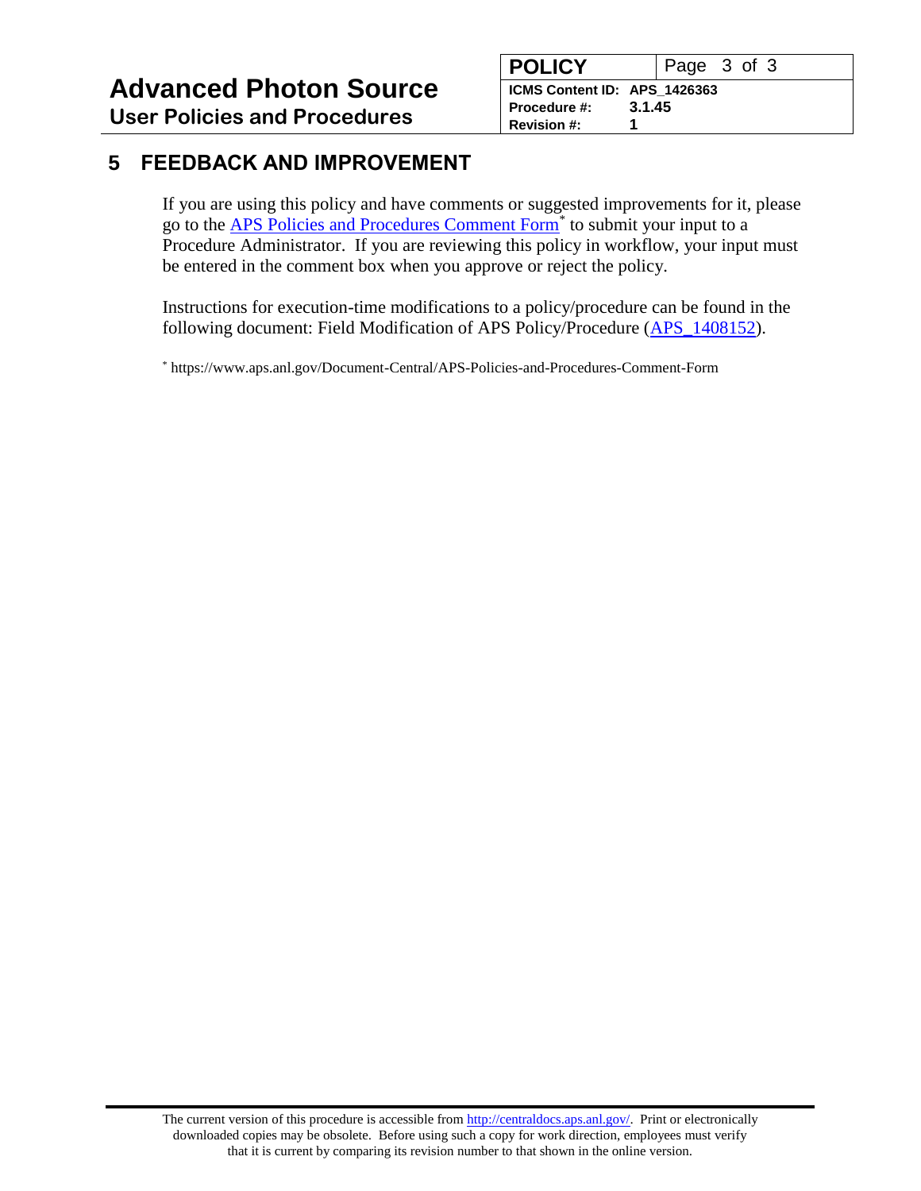## 5 FEEDBACK AND IMPROVEMENT

If you are using this policy and have comments or suggested improvements for it, please go to the APS Policies and Procedures Comment Form* to submit your input to a Procedure Administrator. If you are reviewing this policy in workflow, your input must be entered in the comment box when you approve or reject the policy.

Instructions for execution-time modifications to a policy/procedure can be found in the following document: Field Modification of APS Policy/Procedure (APS_1408152).

* https://www.aps.anl.gov/Document-Central/APS-Policies-and-Procedures-Comment-Form